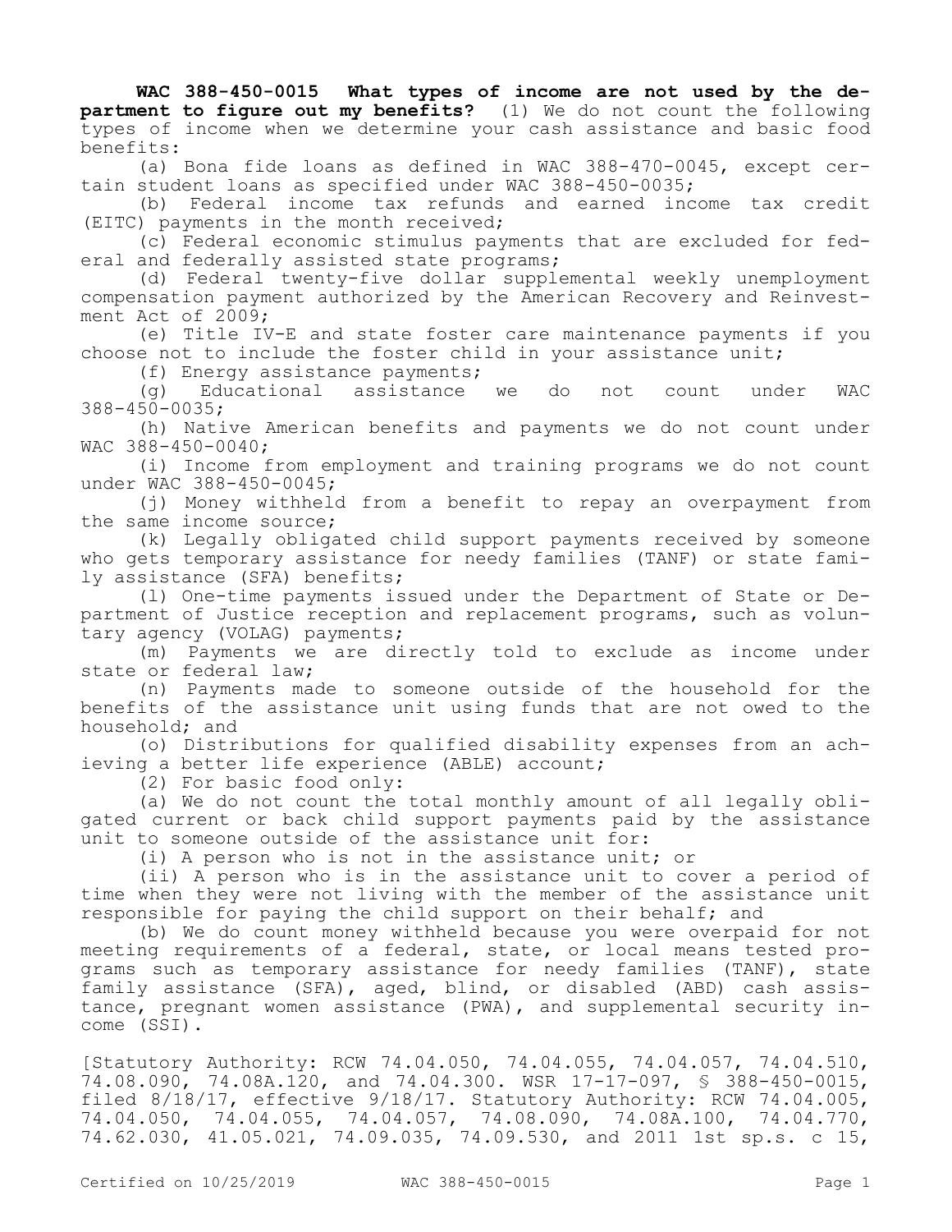**WAC 388-450-0015 What types of income are not used by the department to figure out my benefits?** (1) We do not count the following types of income when we determine your cash assistance and basic food benefits:

(a) Bona fide loans as defined in WAC 388-470-0045, except certain student loans as specified under WAC 388-450-0035;

(b) Federal income tax refunds and earned income tax credit (EITC) payments in the month received;

(c) Federal economic stimulus payments that are excluded for federal and federally assisted state programs;

(d) Federal twenty-five dollar supplemental weekly unemployment compensation payment authorized by the American Recovery and Reinvestment Act of 2009;

(e) Title IV-E and state foster care maintenance payments if you choose not to include the foster child in your assistance unit;

(f) Energy assistance payments;

(g) Educational assistance we do not count under WAC 388-450-0035;

(h) Native American benefits and payments we do not count under WAC 388-450-0040;

(i) Income from employment and training programs we do not count under WAC 388-450-0045;

(j) Money withheld from a benefit to repay an overpayment from the same income source;

(k) Legally obligated child support payments received by someone who gets temporary assistance for needy families (TANF) or state family assistance (SFA) benefits;

(l) One-time payments issued under the Department of State or Department of Justice reception and replacement programs, such as voluntary agency (VOLAG) payments;

(m) Payments we are directly told to exclude as income under state or federal law;

(n) Payments made to someone outside of the household for the benefits of the assistance unit using funds that are not owed to the household; and

(o) Distributions for qualified disability expenses from an achieving a better life experience (ABLE) account;

(2) For basic food only:

(a) We do not count the total monthly amount of all legally obligated current or back child support payments paid by the assistance unit to someone outside of the assistance unit for:

(i) A person who is not in the assistance unit; or

(ii) A person who is in the assistance unit to cover a period of time when they were not living with the member of the assistance unit responsible for paying the child support on their behalf; and

(b) We do count money withheld because you were overpaid for not meeting requirements of a federal, state, or local means tested programs such as temporary assistance for needy families (TANF), state family assistance (SFA), aged, blind, or disabled (ABD) cash assistance, pregnant women assistance (PWA), and supplemental security income (SSI).

[Statutory Authority: RCW 74.04.050, 74.04.055, 74.04.057, 74.04.510, 74.08.090, 74.08A.120, and 74.04.300. WSR 17-17-097, § 388-450-0015, filed 8/18/17, effective 9/18/17. Statutory Authority: RCW 74.04.005, 74.04.050, 74.04.055, 74.04.057, 74.08.090, 74.08A.100, 74.04.770, 74.62.030, 41.05.021, 74.09.035, 74.09.530, and 2011 1st sp.s. c 15,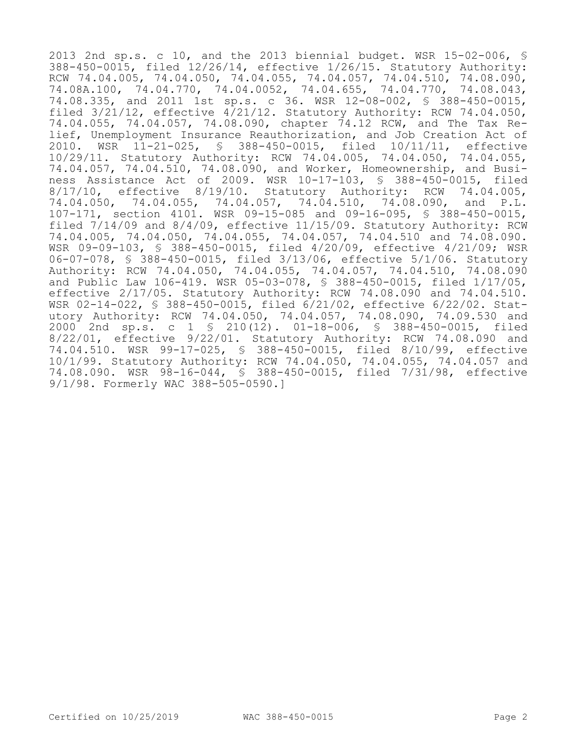2013 2nd sp.s. c 10, and the 2013 biennial budget. WSR 15-02-006, § 388-450-0015, filed 12/26/14, effective 1/26/15. Statutory Authority: RCW 74.04.005, 74.04.050, 74.04.055, 74.04.057, 74.04.510, 74.08.090, 74.08A.100, 74.04.770, 74.04.0052, 74.04.655, 74.04.770, 74.08.043, 74.08.335, and 2011 1st sp.s. c 36. WSR 12-08-002, § 388-450-0015, filed 3/21/12, effective 4/21/12. Statutory Authority: RCW 74.04.050, 74.04.055, 74.04.057, 74.08.090, chapter 74.12 RCW, and The Tax Relief, Unemployment Insurance Reauthorization, and Job Creation Act of 2010. WSR 11-21-025, § 388-450-0015, filed 10/11/11, effective 10/29/11. Statutory Authority: RCW 74.04.005, 74.04.050, 74.04.055, 74.04.057, 74.04.510, 74.08.090, and Worker, Homeownership, and Business Assistance Act of 2009. WSR 10-17-103, § 388-450-0015, filed 8/17/10, effective 8/19/10. Statutory Authority: RCW 74.04.005, 74.04.050, 74.04.055, 74.04.057, 74.04.510, 74.08.090, and P.L. 107-171, section 4101. WSR 09-15-085 and 09-16-095, § 388-450-0015, filed 7/14/09 and 8/4/09, effective 11/15/09. Statutory Authority: RCW 74.04.005, 74.04.050, 74.04.055, 74.04.057, 74.04.510 and 74.08.090. WSR 09-09-103, § 388-450-0015, filed 4/20/09, effective 4/21/09; WSR 06-07-078, § 388-450-0015, filed 3/13/06, effective 5/1/06. Statutory Authority: RCW 74.04.050, 74.04.055, 74.04.057, 74.04.510, 74.08.090 and Public Law 106-419. WSR 05-03-078, § 388-450-0015, filed 1/17/05, effective 2/17/05. Statutory Authority: RCW 74.08.090 and 74.04.510. WSR 02-14-022, § 388-450-0015, filed 6/21/02, effective 6/22/02. Statutory Authority: RCW 74.04.050, 74.04.057, 74.08.090, 74.09.530 and 2000 2nd sp.s. c 1 § 210(12). 01-18-006, § 388-450-0015, filed 8/22/01, effective 9/22/01. Statutory Authority: RCW 74.08.090 and 74.04.510. WSR 99-17-025, § 388-450-0015, filed 8/10/99, effective 10/1/99. Statutory Authority: RCW 74.04.050, 74.04.055, 74.04.057 and 74.08.090. WSR 98-16-044, § 388-450-0015, filed 7/31/98, effective 9/1/98. Formerly WAC 388-505-0590.]